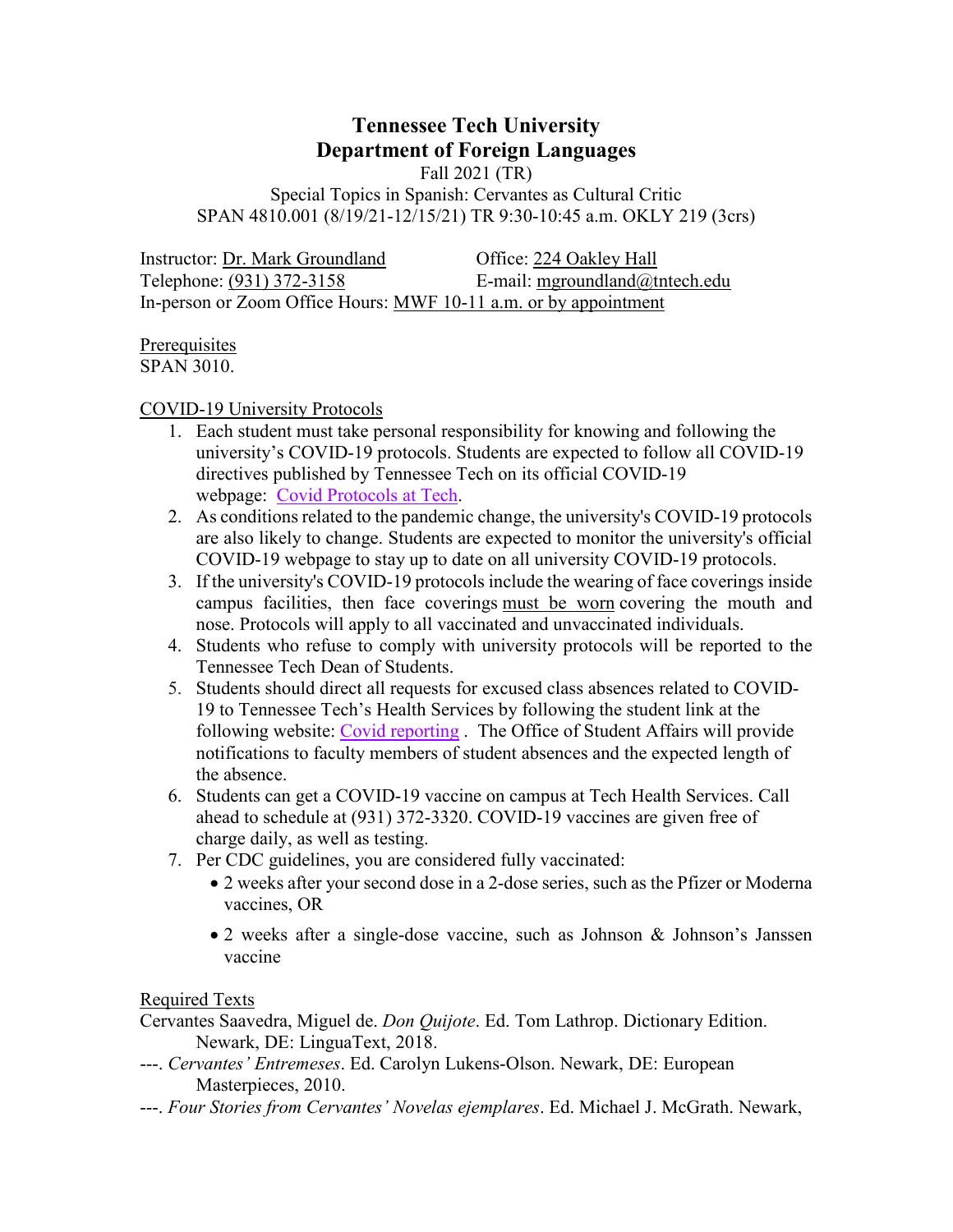# Tennessee Tech University
## Department of Foreign Languages

Fall 2021 (TR)
Special Topics in Spanish: Cervantes as Cultural Critic
SPAN 4810.001 (8/19/21-12/15/21) TR 9:30-10:45 a.m. OKLY 219 (3crs)

Instructor: Dr. Mark Groundland    Office: 224 Oakley Hall
Telephone: (931) 372-3158    E-mail: mgroundland@tntech.edu
In-person or Zoom Office Hours: MWF 10-11 a.m. or by appointment

Prerequisites
SPAN 3010.

COVID-19 University Protocols

1. Each student must take personal responsibility for knowing and following the university's COVID-19 protocols. Students are expected to follow all COVID-19 directives published by Tennessee Tech on its official COVID-19 webpage: Covid Protocols at Tech.
2. As conditions related to the pandemic change, the university's COVID-19 protocols are also likely to change. Students are expected to monitor the university's official COVID-19 webpage to stay up to date on all university COVID-19 protocols.
3. If the university's COVID-19 protocols include the wearing of face coverings inside campus facilities, then face coverings must be worn covering the mouth and nose. Protocols will apply to all vaccinated and unvaccinated individuals.
4. Students who refuse to comply with university protocols will be reported to the Tennessee Tech Dean of Students.
5. Students should direct all requests for excused class absences related to COVID-19 to Tennessee Tech's Health Services by following the student link at the following website: Covid reporting . The Office of Student Affairs will provide notifications to faculty members of student absences and the expected length of the absence.
6. Students can get a COVID-19 vaccine on campus at Tech Health Services. Call ahead to schedule at (931) 372-3320. COVID-19 vaccines are given free of charge daily, as well as testing.
7. Per CDC guidelines, you are considered fully vaccinated:
   - 2 weeks after your second dose in a 2-dose series, such as the Pfizer or Moderna vaccines, OR
   - 2 weeks after a single-dose vaccine, such as Johnson & Johnson's Janssen vaccine

Required Texts

Cervantes Saavedra, Miguel de. *Don Quijote*. Ed. Tom Lathrop. Dictionary Edition. Newark, DE: LinguaText, 2018.

---. *Cervantes' Entremeses*. Ed. Carolyn Lukens-Olson. Newark, DE: European Masterpieces, 2010.

---. *Four Stories from Cervantes' Novelas ejemplares*. Ed. Michael J. McGrath. Newark,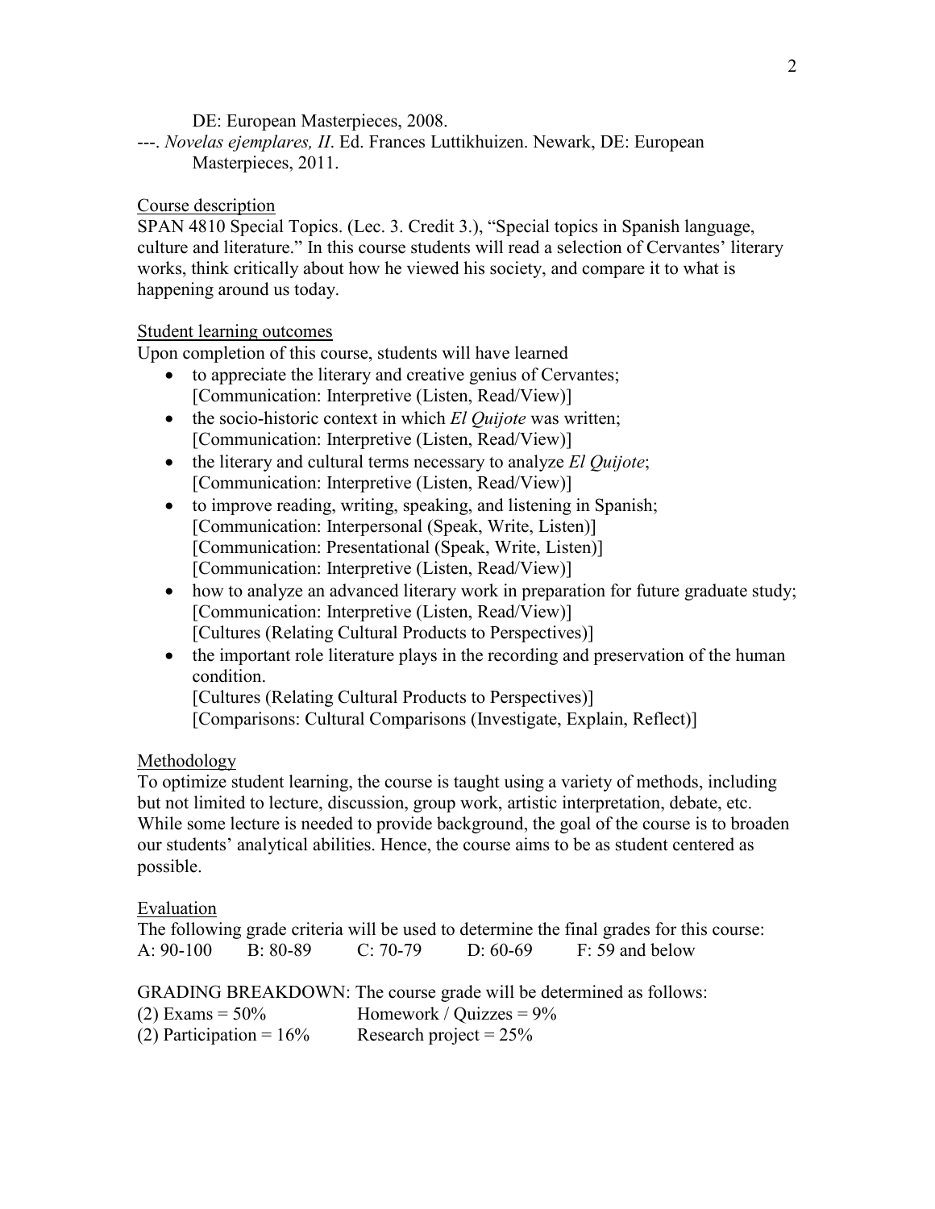DE: European Masterpieces, 2008.

---. *Novelas ejemplares, II*. Ed. Frances Luttikhuizen. Newark, DE: European Masterpieces, 2011.

## Course description

SPAN 4810 Special Topics. (Lec. 3. Credit 3.), "Special topics in Spanish language, culture and literature." In this course students will read a selection of Cervantes' literary works, think critically about how he viewed his society, and compare it to what is happening around us today.

## Student learning outcomes

Upon completion of this course, students will have learned

- to appreciate the literary and creative genius of Cervantes;
  [Communication: Interpretive (Listen, Read/View)]
- the socio-historic context in which *El Quijote* was written;
  [Communication: Interpretive (Listen, Read/View)]
- the literary and cultural terms necessary to analyze *El Quijote*;
  [Communication: Interpretive (Listen, Read/View)]
- to improve reading, writing, speaking, and listening in Spanish;
  [Communication: Interpersonal (Speak, Write, Listen)]
  [Communication: Presentational (Speak, Write, Listen)]
  [Communication: Interpretive (Listen, Read/View)]
- how to analyze an advanced literary work in preparation for future graduate study;
  [Communication: Interpretive (Listen, Read/View)]
  [Cultures (Relating Cultural Products to Perspectives)]
- the important role literature plays in the recording and preservation of the human condition.
  [Cultures (Relating Cultural Products to Perspectives)]
  [Comparisons: Cultural Comparisons (Investigate, Explain, Reflect)]

## Methodology

To optimize student learning, the course is taught using a variety of methods, including but not limited to lecture, discussion, group work, artistic interpretation, debate, etc. While some lecture is needed to provide background, the goal of the course is to broaden our students' analytical abilities. Hence, the course aims to be as student centered as possible.

## Evaluation

The following grade criteria will be used to determine the final grades for this course:

A: 90-100 B: 80-89 C: 70-79 D: 60-69 F: 59 and below

GRADING BREAKDOWN: The course grade will be determined as follows:

(2) Exams = 50% Homework / Quizzes = 9%

(2) Participation = 16% Research project = 25%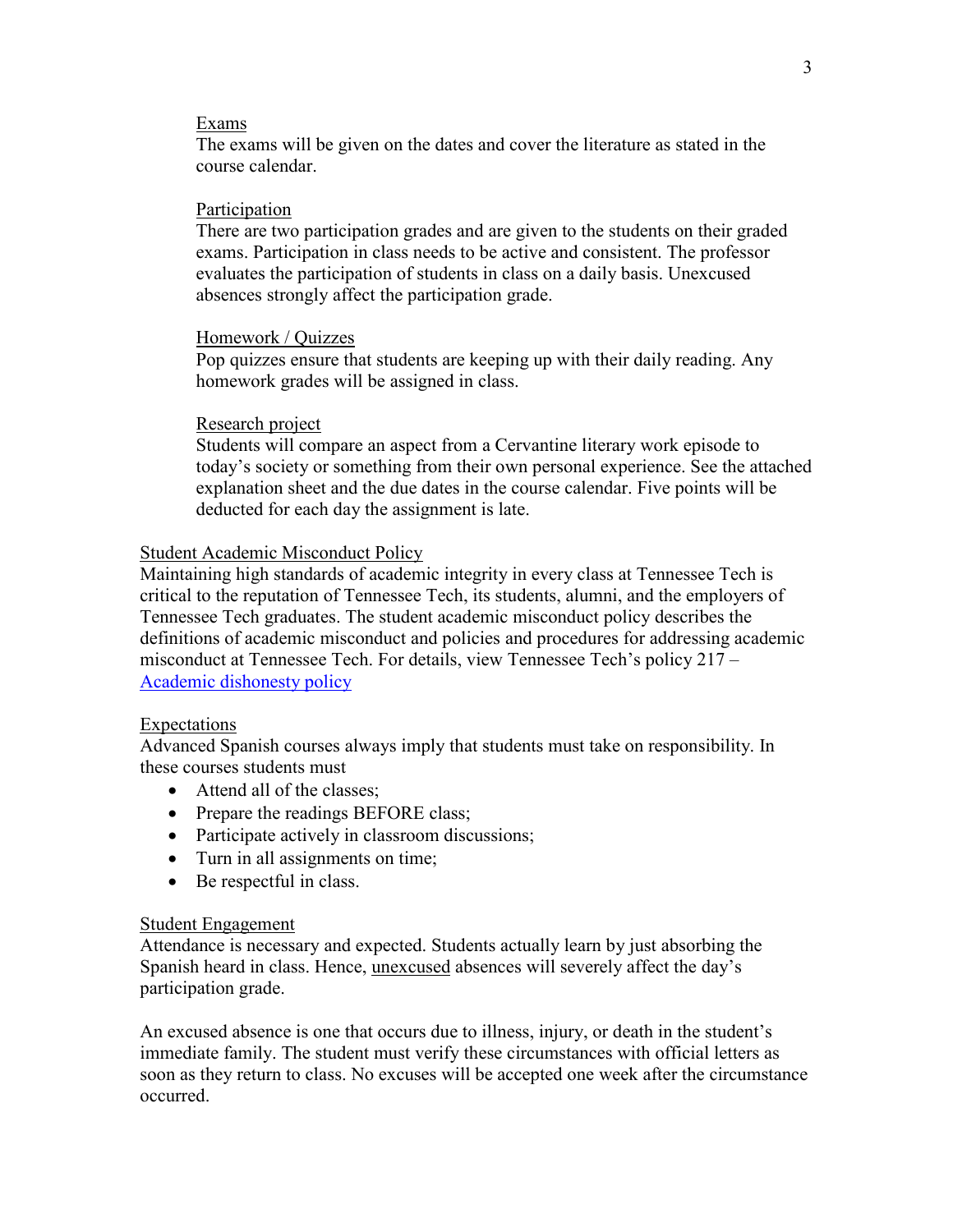### Exams

The exams will be given on the dates and cover the literature as stated in the course calendar.

### Participation

There are two participation grades and are given to the students on their graded exams. Participation in class needs to be active and consistent. The professor evaluates the participation of students in class on a daily basis. Unexcused absences strongly affect the participation grade.

### Homework / Quizzes

Pop quizzes ensure that students are keeping up with their daily reading. Any homework grades will be assigned in class.

### Research project

Students will compare an aspect from a Cervantine literary work episode to today's society or something from their own personal experience. See the attached explanation sheet and the due dates in the course calendar. Five points will be deducted for each day the assignment is late.

## Student Academic Misconduct Policy

Maintaining high standards of academic integrity in every class at Tennessee Tech is critical to the reputation of Tennessee Tech, its students, alumni, and the employers of Tennessee Tech graduates. The student academic misconduct policy describes the definitions of academic misconduct and policies and procedures for addressing academic misconduct at Tennessee Tech. For details, view Tennessee Tech's policy 217 – Academic dishonesty policy

## Expectations

Advanced Spanish courses always imply that students must take on responsibility. In these courses students must

- Attend all of the classes;
- Prepare the readings BEFORE class;
- Participate actively in classroom discussions;
- Turn in all assignments on time;
- Be respectful in class.

## Student Engagement

Attendance is necessary and expected. Students actually learn by just absorbing the Spanish heard in class. Hence, unexcused absences will severely affect the day's participation grade.

An excused absence is one that occurs due to illness, injury, or death in the student's immediate family. The student must verify these circumstances with official letters as soon as they return to class. No excuses will be accepted one week after the circumstance occurred.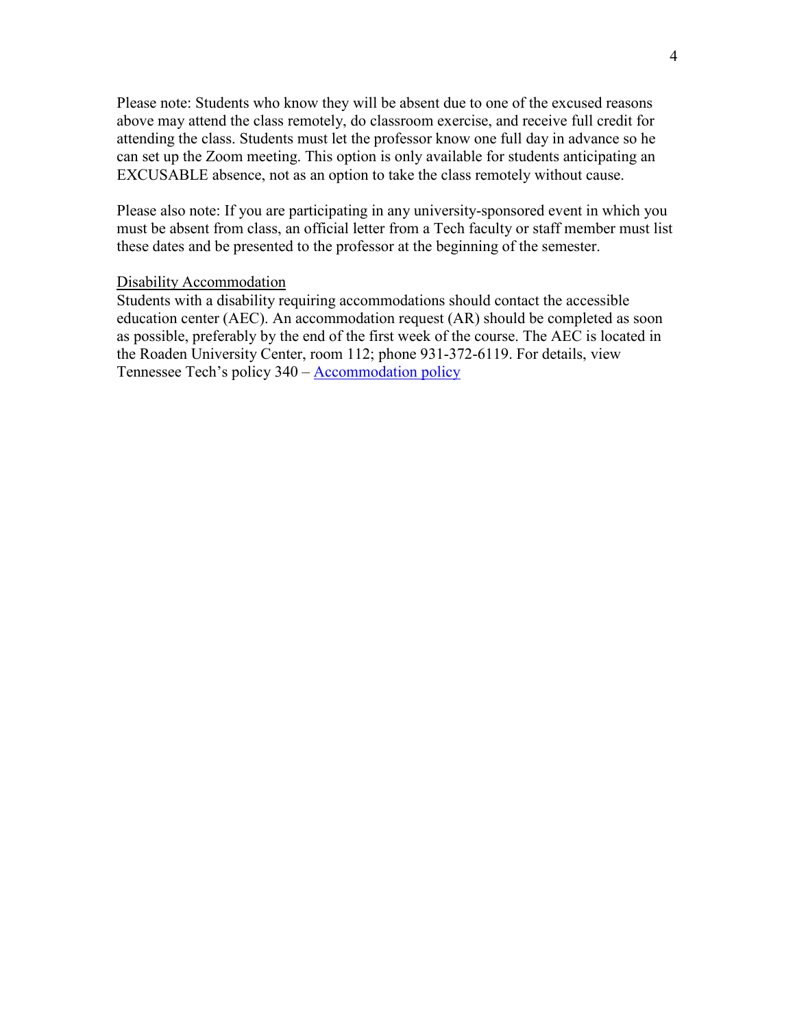Please note: Students who know they will be absent due to one of the excused reasons above may attend the class remotely, do classroom exercise, and receive full credit for attending the class. Students must let the professor know one full day in advance so he can set up the Zoom meeting. This option is only available for students anticipating an EXCUSABLE absence, not as an option to take the class remotely without cause.

Please also note: If you are participating in any university-sponsored event in which you must be absent from class, an official letter from a Tech faculty or staff member must list these dates and be presented to the professor at the beginning of the semester.

<u>Disability Accommodation</u>

Students with a disability requiring accommodations should contact the accessible education center (AEC). An accommodation request (AR) should be completed as soon as possible, preferably by the end of the first week of the course. The AEC is located in the Roaden University Center, room 112; phone 931-372-6119. For details, view Tennessee Tech's policy 340 – [Accommodation policy]()